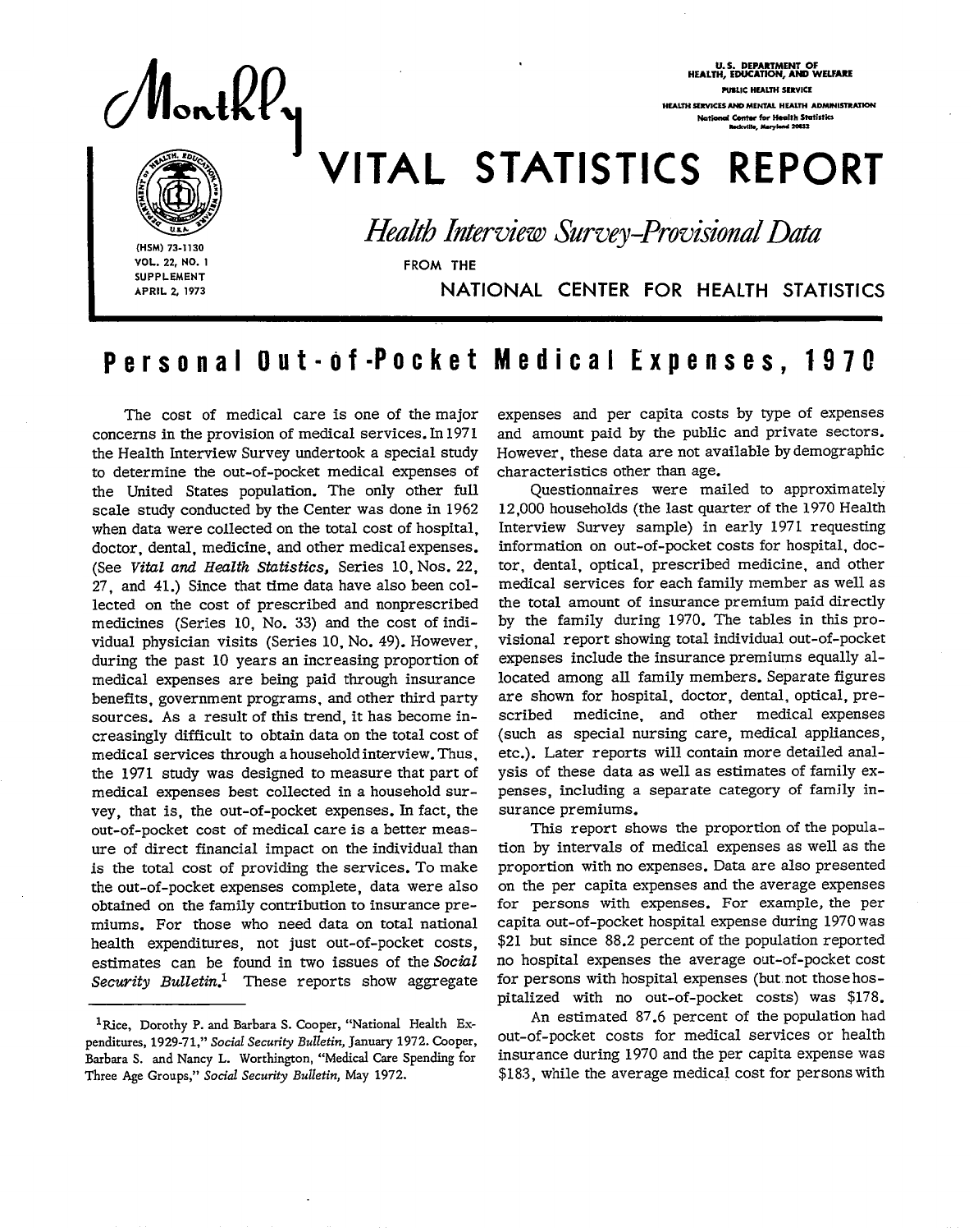# Monthly VITAL STATISTICS REPORT

U.S. DEPARTMENT OF HEALTH, EDUCATION, AND WELFARE
PUBLIC HEALTH SERVICE
HEALTH SERVICES AND MENTAL HEALTH ADMINISTRATION
National Center for Health Statistics
Rockville, Maryland 20852

*Health Interview Survey-Provisional Data*

FROM THE NATIONAL CENTER FOR HEALTH STATISTICS

(HSM) 73-1130
VOL. 22, NO. 1
SUPPLEMENT
APRIL 2, 1973

## Personal Out-of-Pocket Medical Expenses, 1970

The cost of medical care is one of the major concerns in the provision of medical services. In 1971 the Health Interview Survey undertook a special study to determine the out-of-pocket medical expenses of the United States population. The only other full scale study conducted by the Center was done in 1962 when data were collected on the total cost of hospital, doctor, dental, medicine, and other medical expenses. (See *Vital and Health Statistics*, Series 10, Nos. 22, 27, and 41.) Since that time data have also been collected on the cost of prescribed and nonprescribed medicines (Series 10, No. 33) and the cost of individual physician visits (Series 10, No. 49). However, during the past 10 years an increasing proportion of medical expenses are being paid through insurance benefits, government programs, and other third party sources. As a result of this trend, it has become increasingly difficult to obtain data on the total cost of medical services through a household interview. Thus, the 1971 study was designed to measure that part of medical expenses best collected in a household survey, that is, the out-of-pocket expenses. In fact, the out-of-pocket cost of medical care is a better measure of direct financial impact on the individual than is the total cost of providing the services. To make the out-of-pocket expenses complete, data were also obtained on the family contribution to insurance premiums. For those who need data on total national health expenditures, not just out-of-pocket costs, estimates can be found in two issues of the *Social Security Bulletin*.[1] These reports show aggregate expenses and per capita costs by type of expenses and amount paid by the public and private sectors. However, these data are not available by demographic characteristics other than age.

Questionnaires were mailed to approximately 12,000 households (the last quarter of the 1970 Health Interview Survey sample) in early 1971 requesting information on out-of-pocket costs for hospital, doctor, dental, optical, prescribed medicine, and other medical services for each family member as well as the total amount of insurance premium paid directly by the family during 1970. The tables in this provisional report showing total individual out-of-pocket expenses include the insurance premiums equally allocated among all family members. Separate figures are shown for hospital, doctor, dental, optical, prescribed medicine, and other medical expenses (such as special nursing care, medical appliances, etc.). Later reports will contain more detailed analysis of these data as well as estimates of family expenses, including a separate category of family insurance premiums.

This report shows the proportion of the population by intervals of medical expenses as well as the proportion with no expenses. Data are also presented on the per capita expenses and the average expenses for persons with expenses. For example, the per capita out-of-pocket hospital expense during 1970 was $21 but since 88.2 percent of the population reported no hospital expenses the average out-of-pocket cost for persons with hospital expenses (but not those hospitalized with no out-of-pocket costs) was $178.

An estimated 87.6 percent of the population had out-of-pocket costs for medical services or health insurance during 1970 and the per capita expense was $183, while the average medical cost for persons with

---

[1] Rice, Dorothy P. and Barbara S. Cooper, "National Health Expenditures, 1929-71," *Social Security Bulletin*, January 1972. Cooper, Barbara S. and Nancy L. Worthington, "Medical Care Spending for Three Age Groups," *Social Security Bulletin*, May 1972.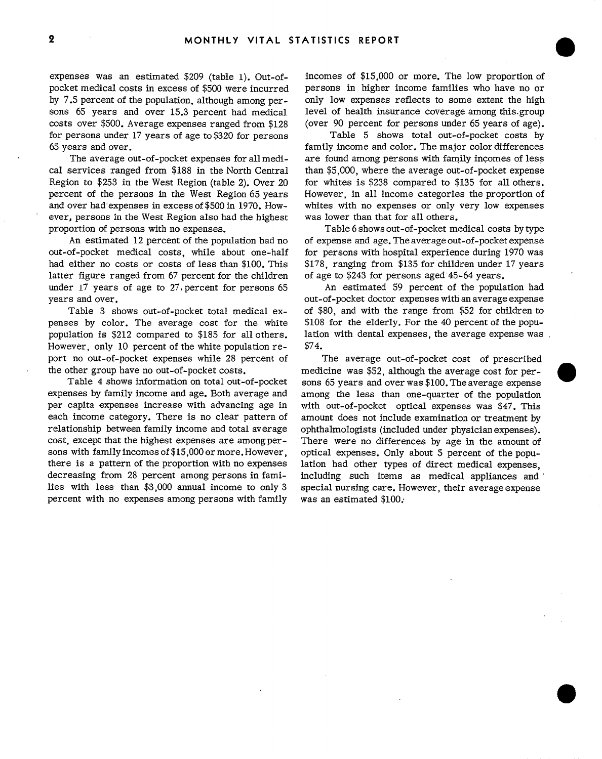expenses was an estimated $209 (table 1). Out-of-pocket medical costs in excess of $500 were incurred by 7.5 percent of the population, although among persons 65 years and over 15.3 percent had medical costs over $500. Average expenses ranged from $128 for persons under 17 years of age to $320 for persons 65 years and over.

The average out-of-pocket expenses for all medical services ranged from $188 in the North Central Region to $253 in the West Region (table 2). Over 20 percent of the persons in the West Region 65 years and over had expenses in excess of $500 in 1970. However, persons in the West Region also had the highest proportion of persons with no expenses.

An estimated 12 percent of the population had no out-of-pocket medical costs, while about one-half had either no costs or costs of less than $100. This latter figure ranged from 67 percent for the children under 17 years of age to 27 percent for persons 65 years and over.

Table 3 shows out-of-pocket total medical expenses by color. The average cost for the white population is $212 compared to $185 for all others. However, only 10 percent of the white population report no out-of-pocket expenses while 28 percent of the other group have no out-of-pocket costs.

Table 4 shows information on total out-of-pocket expenses by family income and age. Both average and per capita expenses increase with advancing age in each income category. There is no clear pattern of relationship between family income and total average cost, except that the highest expenses are among persons with family incomes of $15,000 or more. However, there is a pattern of the proportion with no expenses decreasing from 28 percent among persons in families with less than $3,000 annual income to only 3 percent with no expenses among persons with family incomes of $15,000 or more. The low proportion of persons in higher income families who have no or only low expenses reflects to some extent the high level of health insurance coverage among this group (over 90 percent for persons under 65 years of age).

Table 5 shows total out-of-pocket costs by family income and color. The major color differences are found among persons with family incomes of less than $5,000, where the average out-of-pocket expense for whites is $238 compared to $135 for all others. However, in all income categories the proportion of whites with no expenses or only very low expenses was lower than that for all others.

Table 6 shows out-of-pocket medical costs by type of expense and age. The average out-of-pocket expense for persons with hospital experience during 1970 was $178, ranging from $135 for children under 17 years of age to $243 for persons aged 45-64 years.

An estimated 59 percent of the population had out-of-pocket doctor expenses with an average expense of $80, and with the range from $52 for children to $108 for the elderly. For the 40 percent of the population with dental expenses, the average expense was $74.

The average out-of-pocket cost of prescribed medicine was $52, although the average cost for persons 65 years and over was $100. The average expense among the less than one-quarter of the population with out-of-pocket optical expenses was $47. This amount does not include examination or treatment by ophthalmologists (included under physician expenses). There were no differences by age in the amount of optical expenses. Only about 5 percent of the population had other types of direct medical expenses, including such items as medical appliances and special nursing care. However, their average expense was an estimated $100.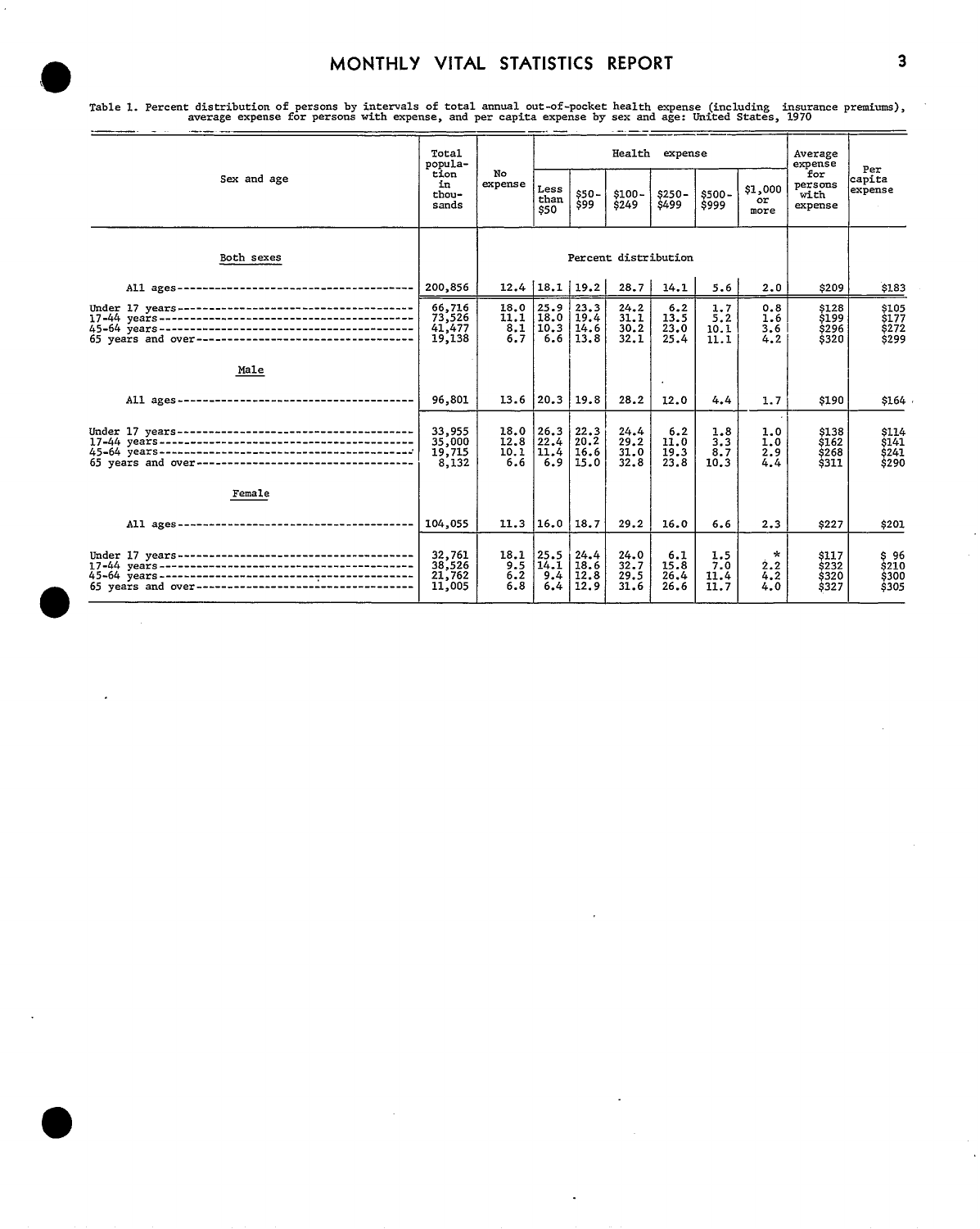Table 1. Percent distribution of persons by intervals of total annual out-of-pocket health expense (including insurance premiums), average expense for persons with expense, and per capita expense by sex and age: United States, 1970

| Sex and age | Total population in thousands | No expense | Health expense | | | | | | Average expense for persons with expense | Per capita expense |
|---|---|---|---|---|---|---|---|---|---|---|
| | | | Less than $50 | $50-$99 | $100-$249 | $250-$499 | $500-$999 | $1,000 or more | | |
| **Both sexes** | | Percent distribution | | | | | | | | |
| All ages | 200,856 | 12.4 | 18.1 | 19.2 | 28.7 | 14.1 | 5.6 | 2.0 | $209 | $183 |
| Under 17 years | 66,716 | 18.0 | 25.9 | 23.3 | 24.2 | 6.2 | 1.7 | 0.8 | $128 | $105 |
| 17-44 years | 73,526 | 11.1 | 18.0 | 19.4 | 31.1 | 13.5 | 5.2 | 1.6 | $199 | $177 |
| 45-64 years | 41,477 | 8.1 | 10.3 | 14.6 | 30.2 | 23.0 | 10.1 | 3.6 | $296 | $272 |
| 65 years and over | 19,138 | 6.7 | 6.6 | 13.8 | 32.1 | 25.4 | 11.1 | 4.2 | $320 | $299 |
| **Male** | | | | | | | | | | |
| All ages | 96,801 | 13.6 | 20.3 | 19.8 | 28.2 | 12.0 | 4.4 | 1.7 | $190 | $164 |
| Under 17 years | 33,955 | 18.0 | 26.3 | 22.3 | 24.4 | 6.2 | 1.8 | 1.0 | $138 | $114 |
| 17-44 years | 35,000 | 12.8 | 22.4 | 20.2 | 29.2 | 11.0 | 3.3 | 1.0 | $162 | $141 |
| 45-64 years | 19,715 | 10.1 | 11.4 | 16.6 | 31.0 | 19.3 | 8.7 | 2.9 | $268 | $241 |
| 65 years and over | 8,132 | 6.6 | 6.9 | 15.0 | 32.8 | 23.8 | 10.3 | 4.4 | $311 | $290 |
| **Female** | | | | | | | | | | |
| All ages | 104,055 | 11.3 | 16.0 | 18.7 | 29.2 | 16.0 | 6.6 | 2.3 | $227 | $201 |
| Under 17 years | 32,761 | 18.1 | 25.5 | 24.4 | 24.0 | 6.1 | 1.5 | * | $117 | $ 96 |
| 17-44 years | 38,526 | 9.5 | 14.1 | 18.6 | 32.7 | 15.8 | 7.0 | 2.2 | $232 | $210 |
| 45-64 years | 21,762 | 6.2 | 9.4 | 12.8 | 29.5 | 26.4 | 11.4 | 4.2 | $320 | $300 |
| 65 years and over | 11,005 | 6.8 | 6.4 | 12.9 | 31.6 | 26.6 | 11.7 | 4.0 | $327 | $305 |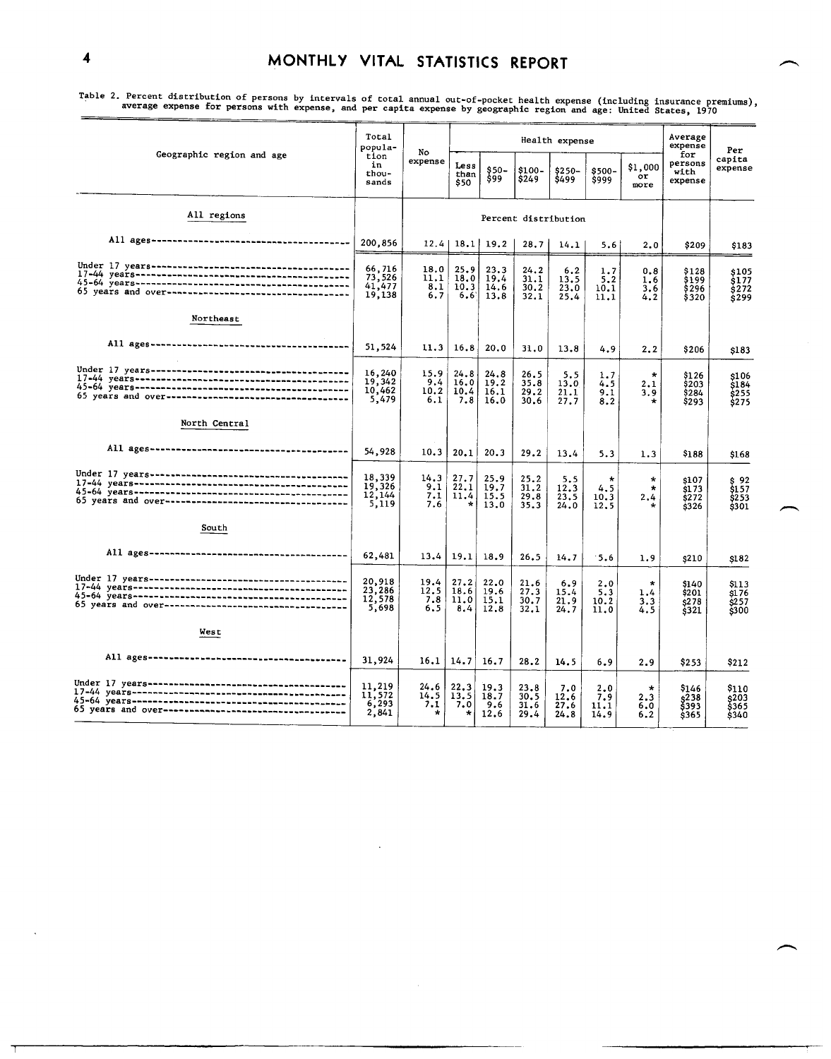Table 2. Percent distribution of persons by intervals of total annual out-of-pocket health expense (including insurance premiums), average expense for persons with expense, and per capita expense by geographic region and age: United States, 1970

| Geographic region and age | Total population in thousands | No expense | Health expense | | | | | | Average expense for persons with expense | Per capita expense |
|---|---|---|---|---|---|---|---|---|---|---|
| | | | Less than $50 | $50-$99 | $100-$249 | $250-$499 | $500-$999 | $1,000 or more | | |
| **All regions** | | Percent distribution | | | | | | | | |
| All ages | 200,856 | 12.4 | 18.1 | 19.2 | 28.7 | 14.1 | 5.6 | 2.0 | $209 | $183 |
| Under 17 years | 66,716 | 18.0 | 25.9 | 23.3 | 24.2 | 6.2 | 1.7 | 0.8 | $128 | $105 |
| 17-44 years | 73,526 | 11.1 | 18.0 | 19.4 | 31.1 | 13.5 | 5.2 | 1.6 | $199 | $177 |
| 45-64 years | 41,477 | 8.1 | 10.3 | 14.6 | 30.2 | 23.0 | 10.1 | 3.6 | $296 | $272 |
| 65 years and over | 19,138 | 6.7 | 6.6 | 13.8 | 32.1 | 25.4 | 11.1 | 4.2 | $320 | $299 |
| **Northeast** | | | | | | | | | | |
| All ages | 51,524 | 11.3 | 16.8 | 20.0 | 31.0 | 13.8 | 4.9 | 2.2 | $206 | $183 |
| Under 17 years | 16,240 | 15.9 | 24.8 | 24.8 | 26.5 | 5.5 | 1.7 | * | $126 | $106 |
| 17-44 years | 19,342 | 9.4 | 16.0 | 19.2 | 35.8 | 13.0 | 4.5 | 2.1 | $203 | $184 |
| 45-64 years | 10,462 | 10.2 | 10.4 | 16.1 | 29.2 | 21.1 | 9.1 | 3.9 | $284 | $255 |
| 65 years and over | 5,479 | 6.1 | 7.8 | 16.0 | 30.6 | 27.7 | 8.2 | * | $293 | $275 |
| **North Central** | | | | | | | | | | |
| All ages | 54,928 | 10.3 | 20.1 | 20.3 | 29.2 | 13.4 | 5.3 | 1.3 | $188 | $168 |
| Under 17 years | 18,339 | 14.3 | 27.7 | 25.9 | 25.2 | 5.5 | * | * | $107 | $ 92 |
| 17-44 years | 19,326 | 9.1 | 22.1 | 19.7 | 31.2 | 12.3 | 4.5 | * | $173 | $157 |
| 45-64 years | 12,144 | 7.1 | 11.4 | 15.5 | 29.8 | 23.5 | 10.3 | 2.4 | $272 | $253 |
| 65 years and over | 5,119 | 7.6 | * | 13.0 | 35.3 | 24.0 | 12.5 | * | $326 | $301 |
| **South** | | | | | | | | | | |
| All ages | 62,481 | 13.4 | 19.1 | 18.9 | 26.5 | 14.7 | 5.6 | 1.9 | $210 | $182 |
| Under 17 years | 20,918 | 19.4 | 27.2 | 22.0 | 21.6 | 6.9 | 2.0 | * | $140 | $113 |
| 17-44 years | 23,286 | 12.5 | 18.6 | 19.6 | 27.3 | 15.4 | 5.3 | 1.4 | $201 | $176 |
| 45-64 years | 12,578 | 7.8 | 11.0 | 15.1 | 30.7 | 21.9 | 10.2 | 3.3 | $278 | $257 |
| 65 years and over | 5,698 | 6.5 | 8.4 | 12.8 | 32.1 | 24.7 | 11.0 | 4.5 | $321 | $300 |
| **West** | | | | | | | | | | |
| All ages | 31,924 | 16.1 | 14.7 | 16.7 | 28.2 | 14.5 | 6.9 | 2.9 | $253 | $212 |
| Under 17 years | 11,219 | 24.6 | 22.3 | 19.3 | 23.8 | 7.0 | 2.0 | * | $146 | $110 |
| 17-44 years | 11,572 | 14.5 | 13.5 | 18.7 | 30.5 | 12.6 | 7.9 | 2.3 | $238 | $203 |
| 45-64 years | 6,293 | 7.1 | 7.0 | 9.6 | 31.6 | 27.6 | 11.1 | 6.0 | $393 | $365 |
| 65 years and over | 2,841 | * | * | 12.6 | 29.4 | 24.8 | 14.9 | 6.2 | $365 | $340 |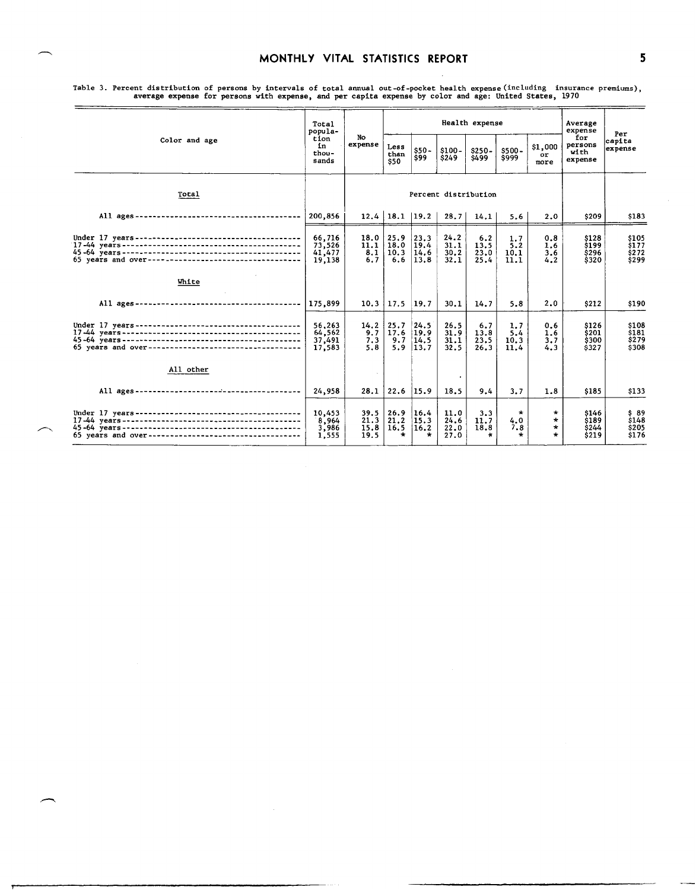Table 3. Percent distribution of persons by intervals of total annual out-of-pocket health expense (including insurance premiums), average expense for persons with expense, and per capita expense by color and age: United States, 1970

| Color and age | Total population in thousands | No expense | Health expense | | | | | | Average expense for persons with expense | Per capita expense |
|---|---|---|---|---|---|---|---|---|---|---|
| | | | Less than $50 | $50-$99 | $100-$249 | $250-$499 | $500-$999 | $1,000 or more | | |
| **Total** | | Percent distribution | | | | | | | | |
| All ages | 200,856 | 12.4 | 18.1 | 19.2 | 28.7 | 14.1 | 5.6 | 2.0 | $209 | $183 |
| Under 17 years | 66,716 | 18.0 | 25.9 | 23.3 | 24.2 | 6.2 | 1.7 | 0.8 | $128 | $105 |
| 17-44 years | 73,526 | 11.1 | 18.0 | 19.4 | 31.1 | 13.5 | 5.2 | 1.6 | $199 | $177 |
| 45-64 years | 41,477 | 8.1 | 10.3 | 14.6 | 30.2 | 23.0 | 10.1 | 3.6 | $296 | $272 |
| 65 years and over | 19,138 | 6.7 | 6.6 | 13.8 | 32.1 | 25.4 | 11.1 | 4.2 | $320 | $299 |
| **White** | | | | | | | | | | |
| All ages | 175,899 | 10.3 | 17.5 | 19.7 | 30.1 | 14.7 | 5.8 | 2.0 | $212 | $190 |
| Under 17 years | 56,263 | 14.2 | 25.7 | 24.5 | 26.5 | 6.7 | 1.7 | 0.6 | $126 | $108 |
| 17-44 years | 64,562 | 9.7 | 17.6 | 19.9 | 31.9 | 13.8 | 5.4 | 1.6 | $201 | $181 |
| 45-64 years | 37,491 | 7.3 | 9.7 | 14.5 | 31.1 | 23.5 | 10.3 | 3.7 | $300 | $279 |
| 65 years and over | 17,583 | 5.8 | 5.9 | 13.7 | 32.5 | 26.3 | 11.4 | 4.3 | $327 | $308 |
| **All other** | | | | | | | | | | |
| All ages | 24,958 | 28.1 | 22.6 | 15.9 | 18.5 | 9.4 | 3.7 | 1.8 | $185 | $133 |
| Under 17 years | 10,453 | 39.5 | 26.9 | 16.4 | 11.0 | 3.3 | * | * | $146 | $ 89 |
| 17-44 years | 8,964 | 21.3 | 21.2 | 15.3 | 24.6 | 11.7 | 4.0 | * | $189 | $148 |
| 45-64 years | 3,986 | 15.8 | 16.5 | 16.2 | 22.0 | 18.8 | 7.8 | * | $244 | $205 |
| 65 years and over | 1,555 | 19.5 | * | * | 27.0 | * | * | * | $219 | $176 |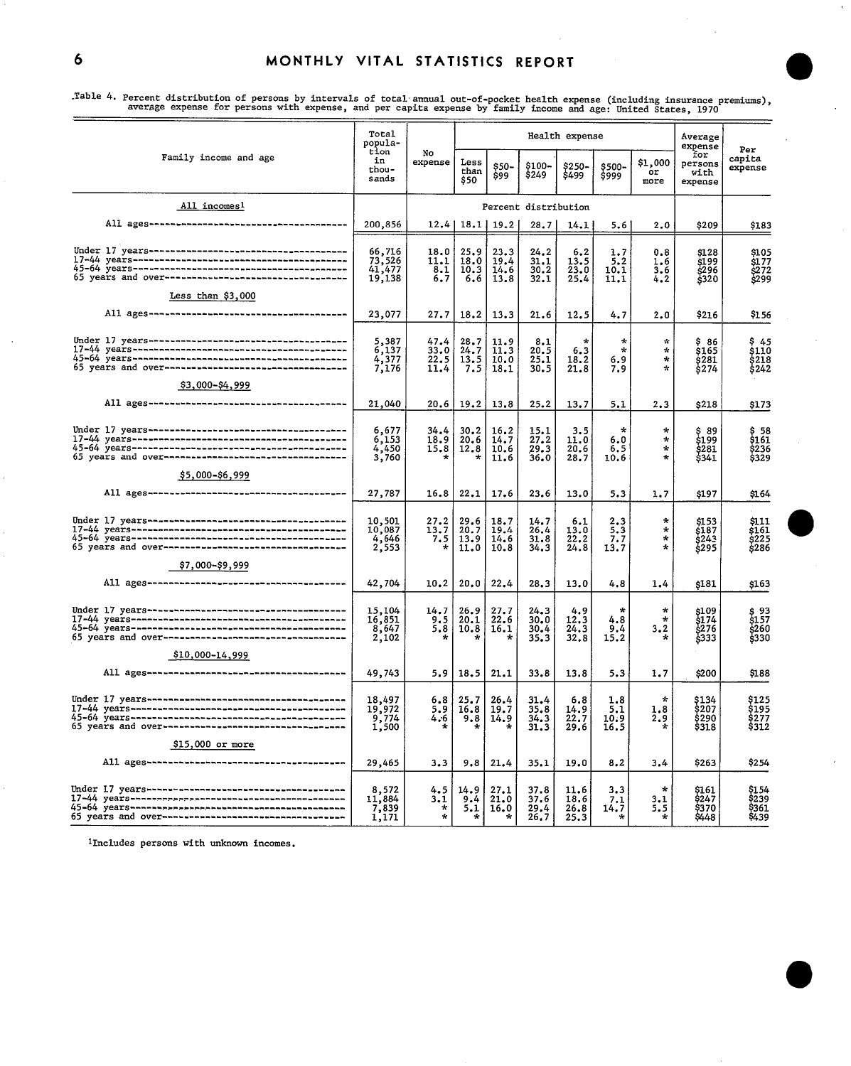Table 4. Percent distribution of persons by intervals of total annual out-of-pocket health expense (including insurance premiums), average expense for persons with expense, and per capita expense by family income and age: United States, 1970

| Family income and age | Total population in thousands | No expense | Health expense | | | | | | Average expense for persons with expense | Per capita expense |
|---|---|---|---|---|---|---|---|---|---|---|
| | | | Less than $50 | $50-$99 | $100-$249 | $250-$499 | $500-$999 | $1,000 or more | | |
| **All incomes[1]** | | Percent distribution | | | | | | | | |
| All ages | 200,856 | 12.4 | 18.1 | 19.2 | 28.7 | 14.1 | 5.6 | 2.0 | $209 | $183 |
| Under 17 years | 66,716 | 18.0 | 25.9 | 23.3 | 24.2 | 6.2 | 1.7 | 0.8 | $128 | $105 |
| 17-44 years | 73,526 | 11.1 | 18.0 | 19.4 | 31.1 | 13.5 | 5.2 | 1.6 | $199 | $177 |
| 45-64 years | 41,477 | 8.1 | 10.3 | 14.6 | 30.2 | 23.0 | 10.1 | 3.6 | $296 | $272 |
| 65 years and over | 19,138 | 6.7 | 6.6 | 13.8 | 32.1 | 25.4 | 11.1 | 4.2 | $320 | $299 |
| **Less than $3,000** | | | | | | | | | | |
| All ages | 23,077 | 27.7 | 18.2 | 13.3 | 21.6 | 12.5 | 4.7 | 2.0 | $216 | $156 |
| Under 17 years | 5,387 | 47.4 | 28.7 | 11.9 | 8.1 | * | * | * | $ 86 | $ 45 |
| 17-44 years | 6,137 | 33.0 | 24.7 | 11.3 | 20.5 | 6.3 | * | * | $165 | $110 |
| 45-64 years | 4,377 | 22.5 | 13.5 | 10.0 | 25.1 | 18.2 | 6.9 | * | $281 | $218 |
| 65 years and over | 7,176 | 11.4 | 7.5 | 18.1 | 30.5 | 21.8 | 7.9 | * | $274 | $242 |
| **$3,000-$4,999** | | | | | | | | | | |
| All ages | 21,040 | 20.6 | 19.2 | 13.8 | 25.2 | 13.7 | 5.1 | 2.3 | $218 | $173 |
| Under 17 years | 6,677 | 34.4 | 30.2 | 16.2 | 15.1 | 3.5 | * | * | $ 89 | $ 58 |
| 17-44 years | 6,153 | 18.9 | 20.6 | 14.7 | 27.2 | 11.0 | 6.0 | * | $199 | $161 |
| 45-64 years | 4,450 | 15.8 | 12.8 | 10.6 | 29.3 | 20.6 | 6.5 | * | $281 | $236 |
| 65 years and over | 3,760 | * | * | 11.6 | 36.0 | 28.7 | 10.6 | * | $341 | $329 |
| **$5,000-$6,999** | | | | | | | | | | |
| All ages | 27,787 | 16.8 | 22.1 | 17.6 | 23.6 | 13.0 | 5.3 | 1.7 | $197 | $164 |
| Under 17 years | 10,501 | 27.2 | 29.6 | 18.7 | 14.7 | 6.1 | 2.3 | * | $153 | $111 |
| 17-44 years | 10,087 | 13.7 | 20.7 | 19.4 | 26.4 | 13.0 | 5.3 | * | $187 | $161 |
| 45-64 years | 4,646 | 7.5 | 13.9 | 14.6 | 31.8 | 22.2 | 7.7 | * | $243 | $225 |
| 65 years and over | 2,553 | * | 11.0 | 10.8 | 34.3 | 24.8 | 13.7 | * | $295 | $286 |
| **$7,000-$9,999** | | | | | | | | | | |
| All ages | 42,704 | 10.2 | 20.0 | 22.4 | 28.3 | 13.0 | 4.8 | 1.4 | $181 | $163 |
| Under 17 years | 15,104 | 14.7 | 26.9 | 27.7 | 24.3 | 4.9 | * | * | $109 | $ 93 |
| 17-44 years | 16,851 | 9.5 | 20.1 | 22.6 | 30.0 | 12.3 | 4.8 | * | $174 | $157 |
| 45-64 years | 8,647 | 5.8 | 10.8 | 16.1 | 30.4 | 24.3 | 9.4 | 3.2 | $276 | $260 |
| 65 years and over | 2,102 | * | * | * | 35.3 | 32.8 | 15.2 | * | $333 | $330 |
| **$10,000-14,999** | | | | | | | | | | |
| All ages | 49,743 | 5.9 | 18.5 | 21.1 | 33.8 | 13.8 | 5.3 | 1.7 | $200 | $188 |
| Under 17 years | 18,497 | 6.8 | 25.7 | 26.4 | 31.4 | 6.8 | 1.8 | * | $134 | $125 |
| 17-44 years | 19,972 | 5.9 | 16.8 | 19.7 | 35.8 | 14.9 | 5.1 | 1.8 | $207 | $195 |
| 45-64 years | 9,774 | 4.6 | 9.8 | 14.9 | 34.3 | 22.7 | 10.9 | 2.9 | $290 | $277 |
| 65 years and over | 1,500 | * | * | * | 31.3 | 29.6 | 16.5 | * | $318 | $312 |
| **$15,000 or more** | | | | | | | | | | |
| All ages | 29,465 | 3.3 | 9.8 | 21.4 | 35.1 | 19.0 | 8.2 | 3.4 | $263 | $254 |
| Under 17 years | 8,572 | 4.5 | 14.9 | 27.1 | 37.8 | 11.6 | 3.3 | * | $161 | $154 |
| 17-44 years | 11,884 | 3.1 | 9.4 | 21.0 | 37.6 | 18.6 | 7.1 | 3.1 | $247 | $239 |
| 45-64 years | 7,839 | * | 5.1 | 16.0 | 29.4 | 26.8 | 14.7 | 5.5 | $370 | $361 |
| 65 years and over | 1,171 | * | * | * | 26.7 | 25.3 | * | * | $448 | $439 |

[1]Includes persons with unknown incomes.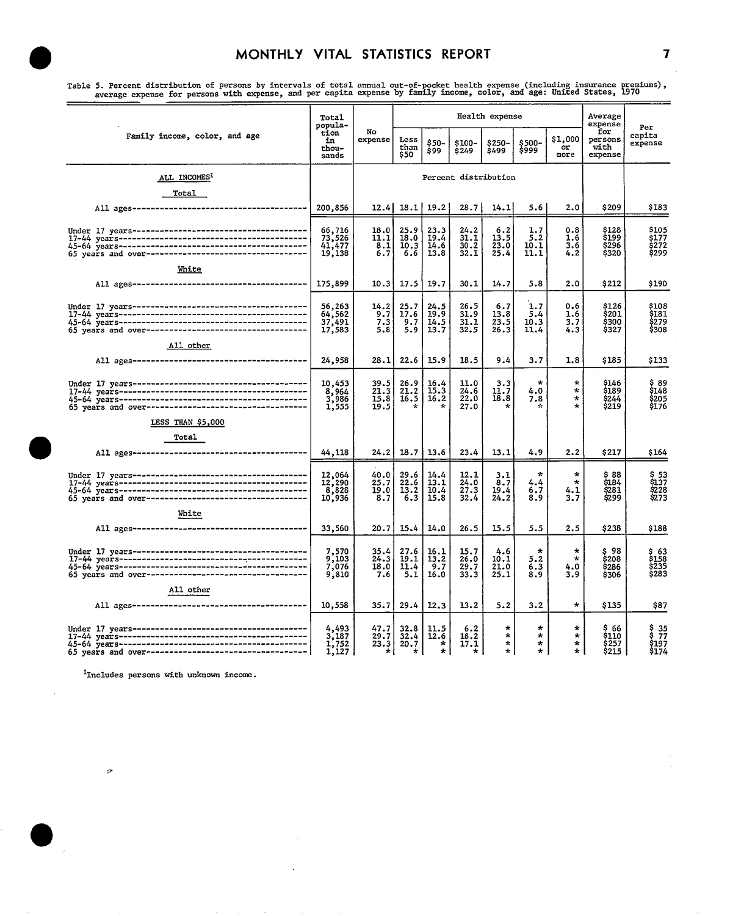Table 5. Percent distribution of persons by intervals of total annual out-of-pocket health expense (including insurance premiums), average expense for persons with expense, and per capita expense by family income, color, and age: United States, 1970

| Family income, color, and age | Total population in thousands | No expense | Health expense | | | | | | Average expense for persons with expense | Per capita expense |
|---|---|---|---|---|---|---|---|---|---|---|
| | | | Less than $50 | $50-$99 | $100-$249 | $250-$499 | $500-$999 | $1,000 or more | | |
| **ALL INCOMES[1]** | | Percent distribution | | | | | | | | |
| **Total** | | | | | | | | | | |
| All ages | 200,856 | 12.4 | 18.1 | 19.2 | 28.7 | 14.1 | 5.6 | 2.0 | $209 | $183 |
| Under 17 years | 66,716 | 18.0 | 25.9 | 23.3 | 24.2 | 6.2 | 1.7 | 0.8 | $128 | $105 |
| 17-44 years | 73,526 | 11.1 | 18.0 | 19.4 | 31.1 | 13.5 | 5.2 | 1.6 | $199 | $177 |
| 45-64 years | 41,477 | 8.1 | 10.3 | 14.6 | 30.2 | 23.0 | 10.1 | 3.6 | $296 | $272 |
| 65 years and over | 19,138 | 6.7 | 6.6 | 13.8 | 32.1 | 25.4 | 11.1 | 4.2 | $320 | $299 |
| **White** | | | | | | | | | | |
| All ages | 175,899 | 10.3 | 17.5 | 19.7 | 30.1 | 14.7 | 5.8 | 2.0 | $212 | $190 |
| Under 17 years | 56,263 | 14.2 | 25.7 | 24.5 | 26.5 | 6.7 | 1.7 | 0.6 | $126 | $108 |
| 17-44 years | 64,562 | 9.7 | 17.6 | 19.9 | 31.9 | 13.8 | 5.4 | 1.6 | $201 | $181 |
| 45-64 years | 37,491 | 7.3 | 9.7 | 14.5 | 31.1 | 23.5 | 10.3 | 3.7 | $300 | $279 |
| 65 years and over | 17,583 | 5.8 | 5.9 | 13.7 | 32.5 | 26.3 | 11.4 | 4.3 | $327 | $308 |
| **All other** | | | | | | | | | | |
| All ages | 24,958 | 28.1 | 22.6 | 15.9 | 18.5 | 9.4 | 3.7 | 1.8 | $185 | $133 |
| Under 17 years | 10,453 | 39.5 | 26.9 | 16.4 | 11.0 | 3.3 | * | * | $146 | $ 89 |
| 17-44 years | 8,964 | 21.3 | 21.2 | 15.3 | 24.6 | 11.7 | 4.0 | * | $189 | $148 |
| 45-64 years | 3,986 | 15.8 | 16.5 | 16.2 | 22.0 | 18.8 | 7.8 | * | $244 | $205 |
| 65 years and over | 1,555 | 19.5 | * | * | 27.0 | * | * | * | $219 | $176 |
| **LESS THAN $5,000** | | | | | | | | | | |
| **Total** | | | | | | | | | | |
| All ages | 44,118 | 24.2 | 18.7 | 13.6 | 23.4 | 13.1 | 4.9 | 2.2 | $217 | $164 |
| Under 17 years | 12,064 | 40.0 | 29.6 | 14.4 | 12.1 | 3.1 | * | * | $ 88 | $ 53 |
| 17-44 years | 12,290 | 25.7 | 22.6 | 13.1 | 24.0 | 8.7 | 4.4 | * | $184 | $137 |
| 45-64 years | 8,828 | 19.0 | 13.2 | 10.4 | 27.3 | 19.4 | 6.7 | 4.1 | $281 | $228 |
| 65 years and over | 10,936 | 8.7 | 6.3 | 15.8 | 32.4 | 24.2 | 8.9 | 3.7 | $299 | $273 |
| **White** | | | | | | | | | | |
| All ages | 33,560 | 20.7 | 15.4 | 14.0 | 26.5 | 15.5 | 5.5 | 2.5 | $238 | $188 |
| Under 17 years | 7,570 | 35.4 | 27.6 | 16.1 | 15.7 | 4.6 | * | * | $ 98 | $ 63 |
| 17-44 years | 9,103 | 24.3 | 19.1 | 13.2 | 26.0 | 10.1 | 5.2 | * | $208 | $158 |
| 45-64 years | 7,076 | 18.0 | 11.4 | 9.7 | 29.7 | 21.0 | 6.3 | 4.0 | $286 | $235 |
| 65 years and over | 9,810 | 7.6 | 5.1 | 16.0 | 33.3 | 25.1 | 8.9 | 3.9 | $306 | $283 |
| **All other** | | | | | | | | | | |
| All ages | 10,558 | 35.7 | 29.4 | 12.3 | 13.2 | 5.2 | 3.2 | * | $135 | $87 |
| Under 17 years | 4,493 | 47.7 | 32.8 | 11.5 | 6.2 | * | * | * | $ 66 | $ 35 |
| 17-44 years | 3,187 | 29.7 | 32.4 | 12.6 | 18.2 | * | * | * | $110 | $ 77 |
| 45-64 years | 1,752 | 23.3 | 20.7 | * | 17.1 | * | * | * | $257 | $197 |
| 65 years and over | 1,127 | * | * | * | * | * | * | * | $215 | $174 |

[1]Includes persons with unknown income.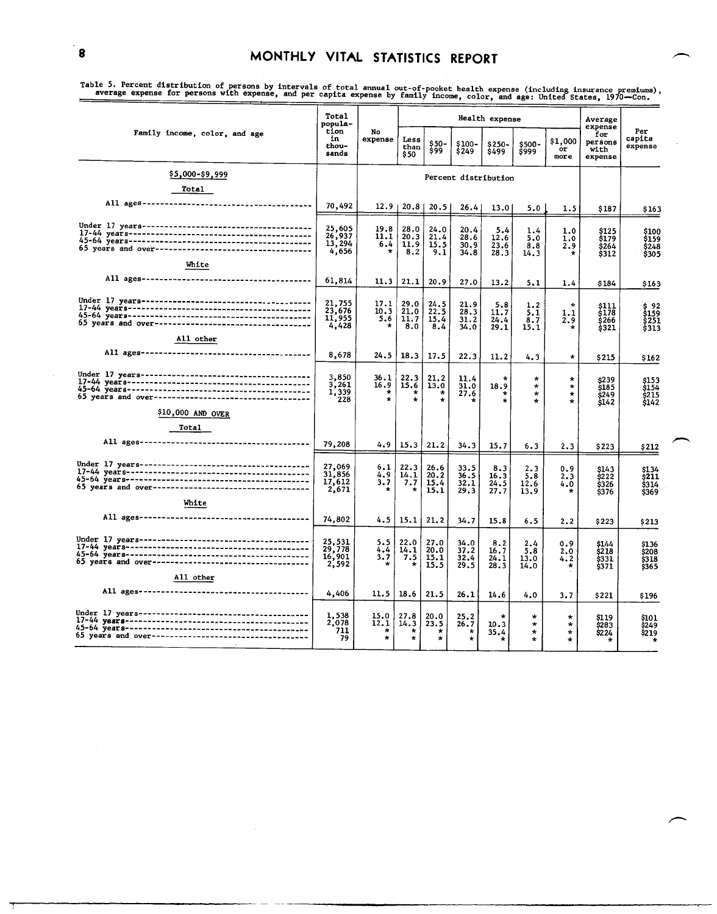Table 5. Percent distribution of persons by intervals of total annual out-of-pocket health expense (including insurance premiums), average expense for persons with expense, and per capita expense by family income, color, and age: United States, 1970—Con.

| Family income, color, and age | Total population in thousands | No expense | Health expense | | | | | | Average expense for persons with expense | Per capita expense |
|---|---|---|---|---|---|---|---|---|---|---|
| | | | Less than $50 | $50-$99 | $100-$249 | $250-$499 | $500-$999 | $1,000 or more | | |
| **$5,000-$9,999** | | Percent distribution | | | | | | | | |
| **Total** | | | | | | | | | | |
| All ages | 70,492 | 12.9 | 20.8 | 20.5 | 26.4 | 13.0 | 5.0 | 1.5 | $187 | $163 |
| Under 17 years | 25,605 | 19.8 | 28.0 | 24.0 | 20.4 | 5.4 | 1.4 | 1.0 | $125 | $100 |
| 17-44 years | 26,937 | 11.1 | 20.3 | 21.4 | 28.6 | 12.6 | 5.0 | 1.0 | $179 | $159 |
| 45-64 years | 13,294 | 6.4 | 11.9 | 15.5 | 30.9 | 23.6 | 8.8 | 2.9 | $264 | $248 |
| 65 years and over | 4,656 | * | 8.2 | 9.1 | 34.8 | 28.3 | 14.3 | * | $312 | $305 |
| **White** | | | | | | | | | | |
| All ages | 61,814 | 11.3 | 21.1 | 20.9 | 27.0 | 13.2 | 5.1 | 1.4 | $184 | $163 |
| Under 17 years | 21,755 | 17.1 | 29.0 | 24.5 | 21.9 | 5.8 | 1.2 | * | $111 | $ 92 |
| 17-44 years | 23,676 | 10.3 | 21.0 | 22.5 | 28.3 | 11.7 | 5.1 | 1.1 | $178 | $159 |
| 45-64 years | 11,955 | 5.6 | 11.7 | 15.4 | 31.2 | 24.4 | 8.7 | 2.9 | $266 | $251 |
| 65 years and over | 4,428 | * | 8.0 | 8.4 | 34.0 | 29.1 | 15.1 | * | $321 | $313 |
| **All other** | | | | | | | | | | |
| All ages | 8,678 | 24.5 | 18.3 | 17.5 | 22.3 | 11.2 | 4.3 | * | $215 | $162 |
| Under 17 years | 3,850 | 36.1 | 22.3 | 21.2 | 11.4 | * | * | * | $239 | $153 |
| 17-44 years | 3,261 | 16.9 | 15.6 | 13.0 | 31.0 | 18.9 | * | * | $185 | $154 |
| 45-64 years | 1,339 | * | * | * | 27.6 | * | * | * | $249 | $215 |
| 65 years and over | 228 | * | * | * | * | * | * | * | $142 | $142 |
| **$10,000 AND OVER** | | | | | | | | | | |
| **Total** | | | | | | | | | | |
| All ages | 79,208 | 4.9 | 15.3 | 21.2 | 34.3 | 15.7 | 6.3 | 2.3 | $223 | $212 |
| Under 17 years | 27,069 | 6.1 | 22.3 | 26.6 | 33.5 | 8.3 | 2.3 | 0.9 | $143 | $134 |
| 17-44 years | 31,856 | 4.9 | 14.1 | 20.2 | 36.5 | 16.3 | 5.8 | 2.3 | $222 | $211 |
| 45-64 years | 17,612 | 3.7 | 7.7 | 15.4 | 32.1 | 24.5 | 12.6 | 4.0 | $326 | $314 |
| 65 years and over | 2,671 | * | * | 15.1 | 29.3 | 27.7 | 13.9 | * | $376 | $369 |
| **White** | | | | | | | | | | |
| All ages | 74,802 | 4.5 | 15.1 | 21.2 | 34.7 | 15.8 | 6.5 | 2.2 | $223 | $213 |
| Under 17 years | 25,531 | 5.5 | 22.0 | 27.0 | 34.0 | 8.2 | 2.4 | 0.9 | $144 | $136 |
| 17-44 years | 29,778 | 4.4 | 14.1 | 20.0 | 37.2 | 16.7 | 5.8 | 2.0 | $218 | $208 |
| 45-64 years | 16,901 | 3.7 | 7.5 | 15.1 | 32.4 | 24.1 | 13.0 | 4.2 | $331 | $318 |
| 65 years and over | 2,592 | * | * | 15.5 | 29.5 | 28.3 | 14.0 | * | $371 | $365 |
| **All other** | | | | | | | | | | |
| All ages | 4,406 | 11.5 | 18.6 | 21.5 | 26.1 | 14.6 | 4.0 | 3.7 | $221 | $196 |
| Under 17 years | 1,538 | 15.0 | 27.8 | 20.0 | 25.2 | * | * | * | $119 | $101 |
| 17-44 years | 2,078 | 12.1 | 14.3 | 23.5 | 26.7 | 10.3 | * | * | $283 | $249 |
| 45-64 years | 711 | * | * | * | * | 35.4 | * | * | $224 | $219 |
| 65 years and over | 79 | * | * | * | * | * | * | * | * | * |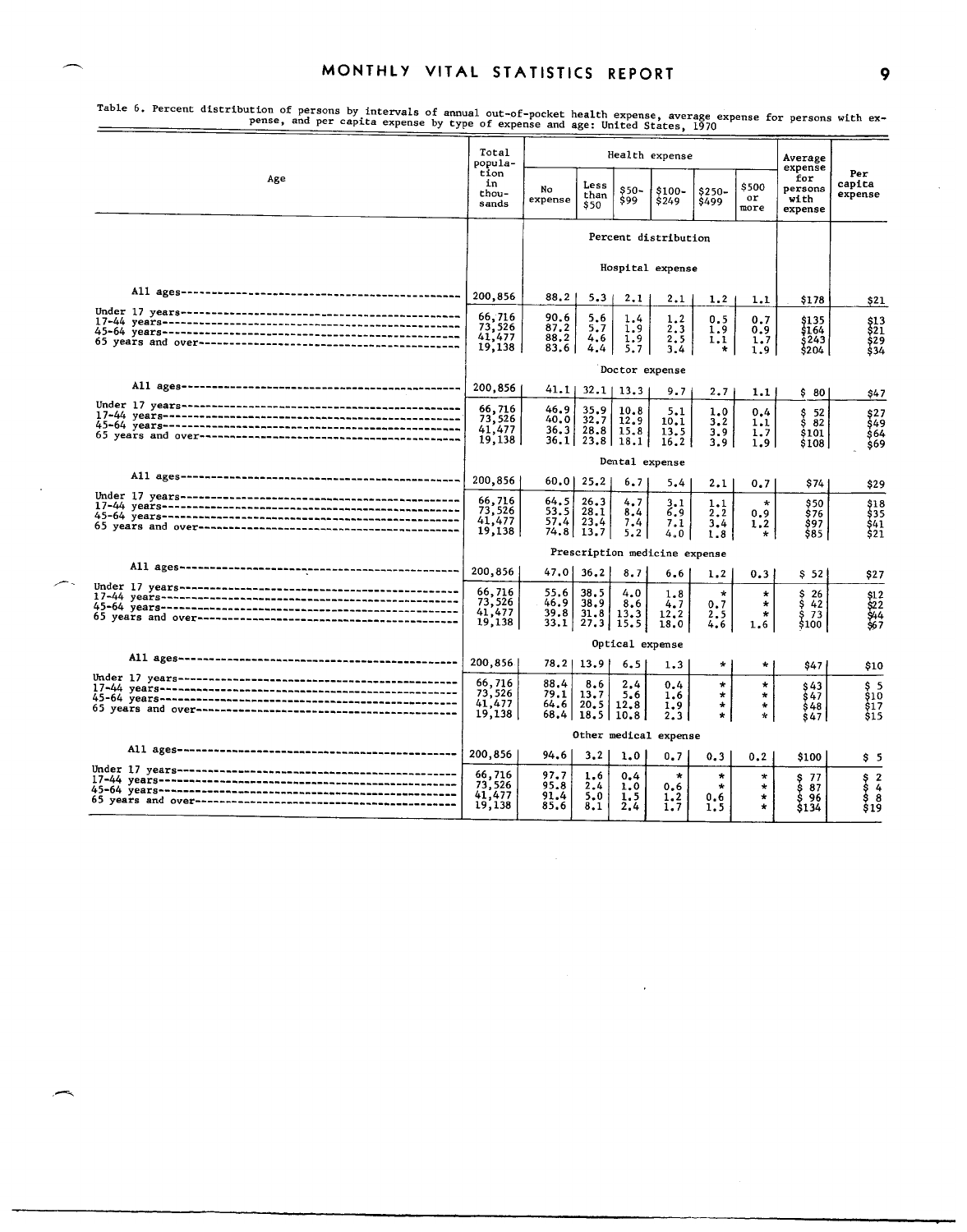Table 6. Percent distribution of persons by intervals of annual out-of-pocket health expense, average expense for persons with expense, and per capita expense by type of expense and age: United States, 1970

| Age | Total population in thousands | Health expense | | | | | | Average expense for persons with expense | Per capita expense |
|---|---|---|---|---|---|---|---|---|---|
| | | No expense | Less than $50 | $50-$99 | $100-$249 | $250-$499 | $500 or more | | |
| | | Percent distribution | | | | | | | |
| | | Hospital expense | | | | | | | |
| All ages | 200,856 | 88.2 | 5.3 | 2.1 | 2.1 | 1.2 | 1.1 | $178 | $21 |
| Under 17 years | 66,716 | 90.6 | 5.6 | 1.4 | 1.2 | 0.5 | 0.7 | $135 | $13 |
| 17-44 years | 73,526 | 87.2 | 5.7 | 1.9 | 2.3 | 1.9 | 0.9 | $164 | $21 |
| 45-64 years | 41,477 | 88.2 | 4.6 | 1.9 | 2.5 | 1.1 | 1.7 | $243 | $29 |
| 65 years and over | 19,138 | 83.6 | 4.4 | 5.7 | 3.4 | * | 1.9 | $204 | $34 |
| | | Doctor expense | | | | | | | |
| All ages | 200,856 | 41.1 | 32.1 | 13.3 | 9.7 | 2.7 | 1.1 | $ 80 | $47 |
| Under 17 years | 66,716 | 46.9 | 35.9 | 10.8 | 5.1 | 1.0 | 0.4 | $ 52 | $27 |
| 17-44 years | 73,526 | 40.0 | 32.7 | 12.9 | 10.1 | 3.2 | 1.1 | $ 82 | $49 |
| 45-64 years | 41,477 | 36.3 | 28.8 | 15.8 | 13.5 | 3.9 | 1.7 | $101 | $64 |
| 65 years and over | 19,138 | 36.1 | 23.8 | 18.1 | 16.2 | 3.9 | 1.9 | $108 | $69 |
| | | Dental expense | | | | | | | |
| All ages | 200,856 | 60.0 | 25.2 | 6.7 | 5.4 | 2.1 | 0.7 | $74 | $29 |
| Under 17 years | 66,716 | 64.5 | 26.3 | 4.7 | 3.1 | 1.1 | * | $50 | $18 |
| 17-44 years | 73,526 | 53.5 | 28.1 | 8.4 | 6.9 | 2.2 | 0.9 | $76 | $35 |
| 45-64 years | 41,477 | 57.4 | 23.4 | 7.4 | 7.1 | 3.4 | 1.2 | $97 | $41 |
| 65 years and over | 19,138 | 74.8 | 13.7 | 5.2 | 4.0 | 1.8 | * | $85 | $21 |
| | | Prescription medicine expense | | | | | | | |
| All ages | 200,856 | 47.0 | 36.2 | 8.7 | 6.6 | 1.2 | 0.3 | $ 52 | $27 |
| Under 17 years | 66,716 | 55.6 | 38.5 | 4.0 | 1.8 | * | * | $ 26 | $12 |
| 17-44 years | 73,526 | 46.9 | 38.9 | 8.6 | 4.7 | 0.7 | * | $ 42 | $22 |
| 45-64 years | 41,477 | 39.8 | 31.8 | 13.3 | 12.2 | 2.5 | * | $ 73 | $44 |
| 65 years and over | 19,138 | 33.1 | 27.3 | 15.5 | 18.0 | 4.6 | 1.6 | $100 | $67 |
| | | Optical expense | | | | | | | |
| All ages | 200,856 | 78.2 | 13.9 | 6.5 | 1.3 | * | * | $47 | $10 |
| Under 17 years | 66,716 | 88.4 | 8.6 | 2.4 | 0.4 | * | * | $43 | $ 5 |
| 17-44 years | 73,526 | 79.1 | 13.7 | 5.6 | 1.6 | * | * | $47 | $10 |
| 45-64 years | 41,477 | 64.6 | 20.5 | 12.8 | 1.9 | * | * | $48 | $17 |
| 65 years and over | 19,138 | 68.4 | 18.5 | 10.8 | 2.3 | * | * | $47 | $15 |
| | | Other medical expense | | | | | | | |
| All ages | 200,856 | 94.6 | 3.2 | 1.0 | 0.7 | 0.3 | 0.2 | $100 | $ 5 |
| Under 17 years | 66,716 | 97.7 | 1.6 | 0.4 | * | * | * | $ 77 | $ 2 |
| 17-44 years | 73,526 | 95.8 | 2.4 | 1.0 | 0.6 | * | * | $ 87 | $ 4 |
| 45-64 years | 41,477 | 91.4 | 5.0 | 1.5 | 1.2 | 0.6 | * | $ 96 | $ 8 |
| 65 years and over | 19,138 | 85.6 | 8.1 | 2.4 | 1.7 | 1.5 | * | $134 | $19 |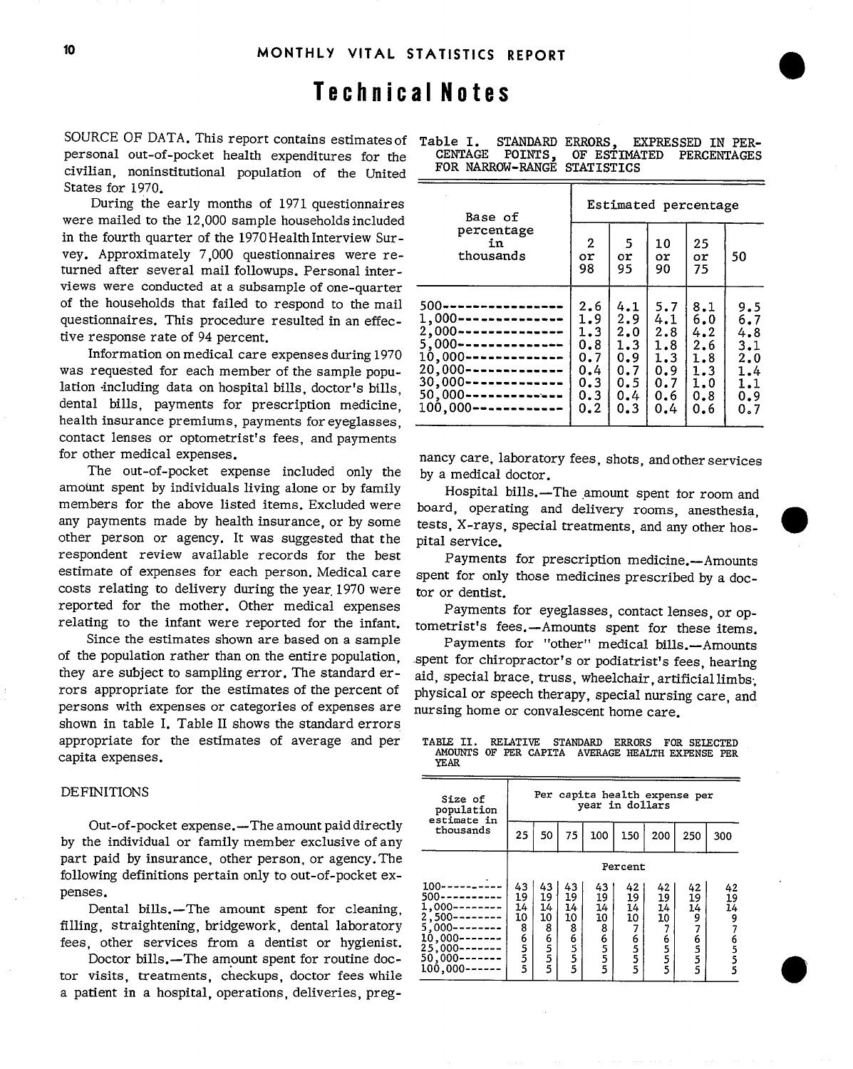# Technical Notes

SOURCE OF DATA. This report contains estimates of personal out-of-pocket health expenditures for the civilian, noninstitutional population of the United States for 1970.

During the early months of 1971 questionnaires were mailed to the 12,000 sample households included in the fourth quarter of the 1970 Health Interview Survey. Approximately 7,000 questionnaires were returned after several mail followups. Personal interviews were conducted at a subsample of one-quarter of the households that failed to respond to the mail questionnaires. This procedure resulted in an effective response rate of 94 percent.

Information on medical care expenses during 1970 was requested for each member of the sample population including data on hospital bills, doctor's bills, dental bills, payments for prescription medicine, health insurance premiums, payments for eyeglasses, contact lenses or optometrist's fees, and payments for other medical expenses.

The out-of-pocket expense included only the amount spent by individuals living alone or by family members for the above listed items. Excluded were any payments made by health insurance, or by some other person or agency. It was suggested that the respondent review available records for the best estimate of expenses for each person. Medical care costs relating to delivery during the year 1970 were reported for the mother. Other medical expenses relating to the infant were reported for the infant.

Since the estimates shown are based on a sample of the population rather than on the entire population, they are subject to sampling error. The standard errors appropriate for the estimates of the percent of persons with expenses or categories of expenses are shown in table I. Table II shows the standard errors appropriate for the estimates of average and per capita expenses.

Table I. STANDARD ERRORS, EXPRESSED IN PERCENTAGE POINTS, OF ESTIMATED PERCENTAGES FOR NARROW-RANGE STATISTICS

| Base of percentage in thousands | Estimated percentage | | | | |
|---|---|---|---|---|---|
| | 2 or 98 | 5 or 95 | 10 or 90 | 25 or 75 | 50 |
| 500 | 2.6 | 4.1 | 5.7 | 8.1 | 9.5 |
| 1,000 | 1.9 | 2.9 | 4.1 | 6.0 | 6.7 |
| 2,000 | 1.3 | 2.0 | 2.8 | 4.2 | 4.8 |
| 5,000 | 0.8 | 1.3 | 1.8 | 2.6 | 3.1 |
| 10,000 | 0.7 | 0.9 | 1.3 | 1.8 | 2.0 |
| 20,000 | 0.4 | 0.7 | 0.9 | 1.3 | 1.4 |
| 30,000 | 0.3 | 0.5 | 0.7 | 1.0 | 1.1 |
| 50,000 | 0.3 | 0.4 | 0.6 | 0.8 | 0.9 |
| 100,000 | 0.2 | 0.3 | 0.4 | 0.6 | 0.7 |

## DEFINITIONS

Out-of-pocket expense.—The amount paid directly by the individual or family member exclusive of any part paid by insurance, other person, or agency. The following definitions pertain only to out-of-pocket expenses.

Dental bills.—The amount spent for cleaning, filling, straightening, bridgework, dental laboratory fees, other services from a dentist or hygienist.

Doctor bills.—The amount spent for routine doctor visits, treatments, checkups, doctor fees while a patient in a hospital, operations, deliveries, pregnancy care, laboratory fees, shots, and other services by a medical doctor.

Hospital bills.—The amount spent for room and board, operating and delivery rooms, anesthesia, tests, X-rays, special treatments, and any other hospital service.

Payments for prescription medicine.—Amounts spent for only those medicines prescribed by a doctor or dentist.

Payments for eyeglasses, contact lenses, or optometrist's fees.—Amounts spent for these items.

Payments for "other" medical bills.—Amounts spent for chiropractor's or podiatrist's fees, hearing aid, special brace, truss, wheelchair, artificial limbs, physical or speech therapy, special nursing care, and nursing home or convalescent home care.

TABLE II. RELATIVE STANDARD ERRORS FOR SELECTED AMOUNTS OF PER CAPITA AVERAGE HEALTH EXPENSE PER YEAR

| Size of population estimate in thousands | Per capita health expense per year in dollars | | | | | | | |
|---|---|---|---|---|---|---|---|---|
| | 25 | 50 | 75 | 100 | 150 | 200 | 250 | 300 |
| | Percent | | | | | | | |
| 100 | 43 | 43 | 43 | 43 | 42 | 42 | 42 | 42 |
| 500 | 19 | 19 | 19 | 19 | 19 | 19 | 19 | 19 |
| 1,000 | 14 | 14 | 14 | 14 | 14 | 14 | 14 | 14 |
| 2,500 | 10 | 10 | 10 | 10 | 10 | 10 | 9 | 9 |
| 5,000 | 8 | 8 | 8 | 8 | 7 | 7 | 7 | 7 |
| 10,000 | 6 | 6 | 6 | 6 | 6 | 6 | 6 | 6 |
| 25,000 | 5 | 5 | 5 | 5 | 5 | 5 | 5 | 5 |
| 50,000 | 5 | 5 | 5 | 5 | 5 | 5 | 5 | 5 |
| 100,000 | 5 | 5 | 5 | 5 | 5 | 5 | 5 | 5 |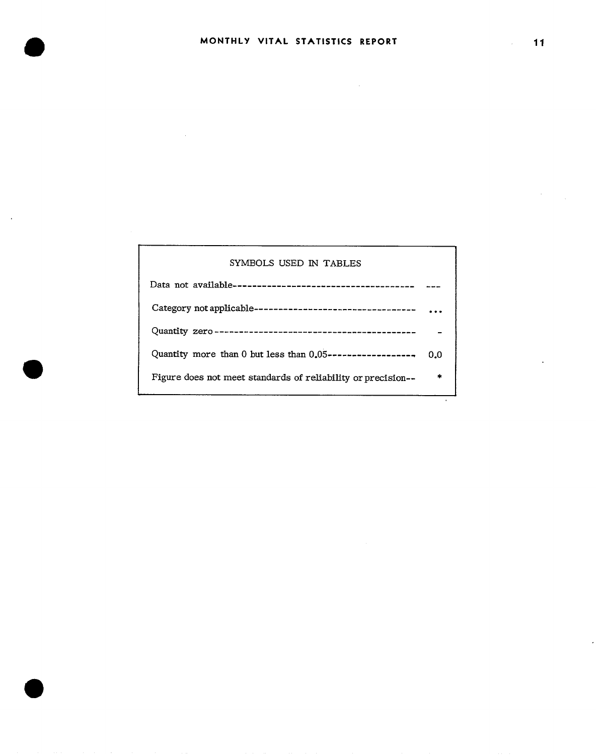## SYMBOLS USED IN TABLES

| Description | Symbol |
|---|---|
| Data not available | --- |
| Category not applicable | ... |
| Quantity zero | - |
| Quantity more than 0 but less than 0.05 | 0.0 |
| Figure does not meet standards of reliability or precision | * |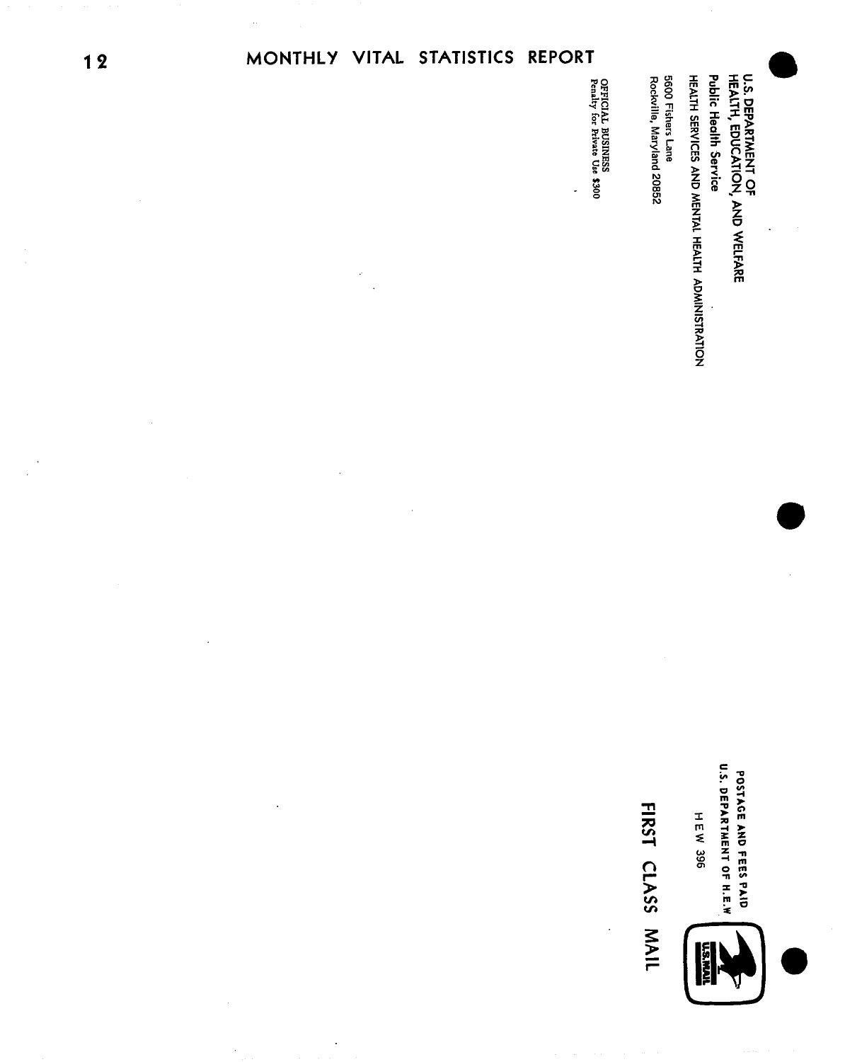U.S. DEPARTMENT OF
HEALTH, EDUCATION, AND WELFARE
Public Health Service
HEALTH SERVICES AND MENTAL HEALTH ADMINISTRATION
5600 Fishers Lane
Rockville, Maryland 20852

OFFICIAL BUSINESS
Penalty for Private Use $300

POSTAGE AND FEES PAID
U.S. DEPARTMENT OF H.E.W.
HEW 396

FIRST CLASS MAIL